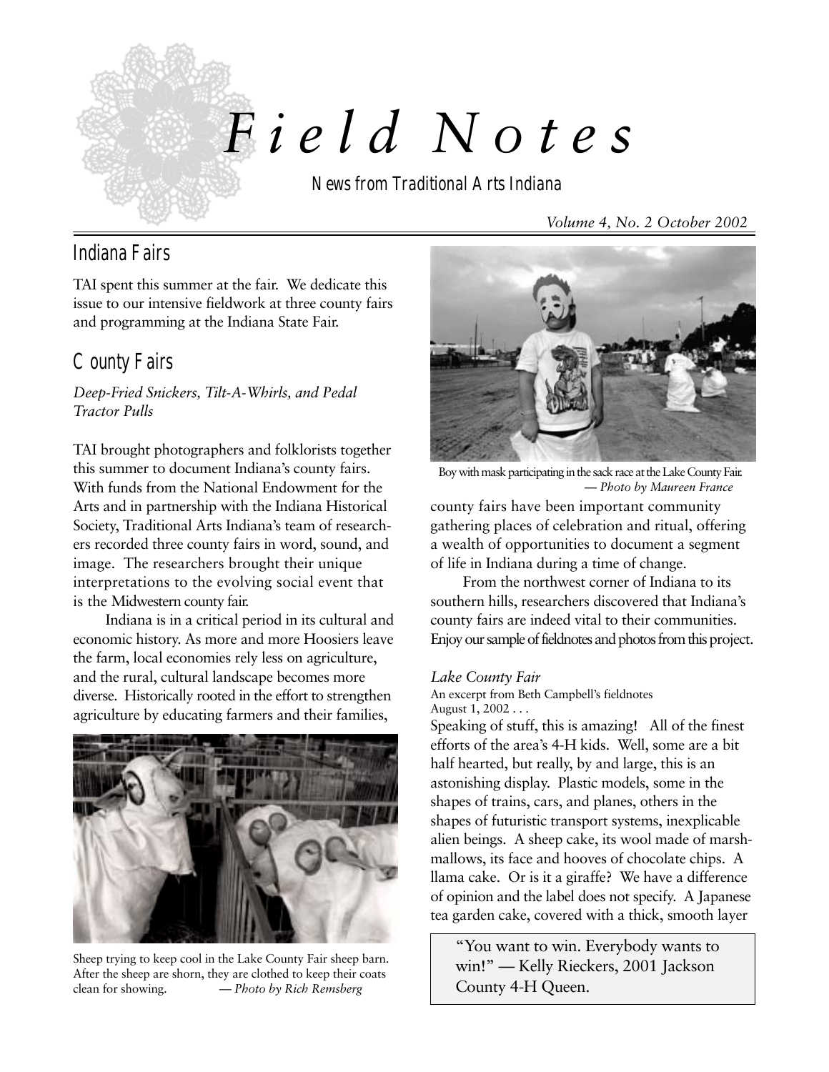# *Field Notes*

News from Traditional Arts Indiana

*Volume 4, No. 2 October 2002*

## Indiana Fairs

TAI spent this summer at the fair. We dedicate this issue to our intensive fieldwork at three county fairs and programming at the Indiana State Fair.

## County Fairs

*Deep-Fried Snickers, Tilt-A-Whirls, and Pedal Tractor Pulls*

TAI brought photographers and folklorists together this summer to document Indiana's county fairs. With funds from the National Endowment for the Arts and in partnership with the Indiana Historical Society, Traditional Arts Indiana's team of researchers recorded three county fairs in word, sound, and image. The researchers brought their unique interpretations to the evolving social event that is the Midwestern county fair.

Indiana is in a critical period in its cultural and economic history. As more and more Hoosiers leave the farm, local economies rely less on agriculture, and the rural, cultural landscape becomes more diverse. Historically rooted in the effort to strengthen agriculture by educating farmers and their families, county fairs have been important community gathering places of celebration and ritual, offering a wealth of opportunities to document a segment of life in Indiana during a time of change.

Sheep trying to keep cool in the Lake County Fair sheep barn. After the sheep are shorn, they are clothed to keep their coats clean for showing. — *Photo by Rich Remsberg*

Boy with mask participating in the sack race at the Lake County Fair. — *Photo by Maureen France*

From the northwest corner of Indiana to its southern hills, researchers discovered that Indiana's county fairs are indeed vital to their communities. Enjoy our sample of fieldnotes and photos from this project.

*Lake County Fair*

An excerpt from Beth Campbell's fieldnotes
August 1, 2002 . . .

Speaking of stuff, this is amazing! All of the finest efforts of the area's 4-H kids. Well, some are a bit half hearted, but really, by and large, this is an astonishing display. Plastic models, some in the shapes of trains, cars, and planes, others in the shapes of futuristic transport systems, inexplicable alien beings. A sheep cake, its wool made of marshmallows, its face and hooves of chocolate chips. A llama cake. Or is it a giraffe? We have a difference of opinion and the label does not specify. A Japanese tea garden cake, covered with a thick, smooth layer

> "You want to win. Everybody wants to win!" — Kelly Rieckers, 2001 Jackson County 4-H Queen.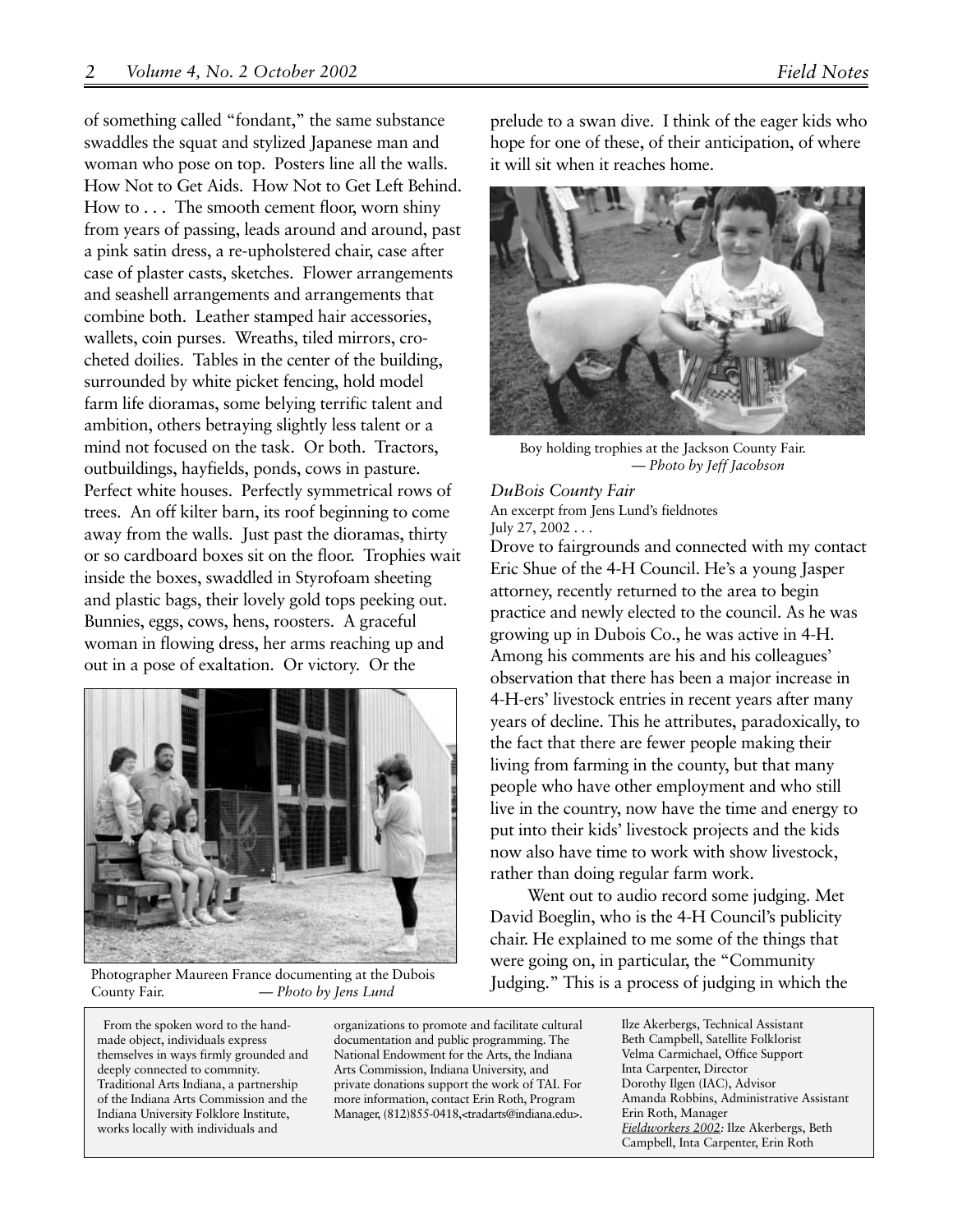of something called "fondant," the same substance swaddles the squat and stylized Japanese man and woman who pose on top. Posters line all the walls. How Not to Get Aids. How Not to Get Left Behind. How to . . . The smooth cement floor, worn shiny from years of passing, leads around and around, past a pink satin dress, a re-upholstered chair, case after case of plaster casts, sketches. Flower arrangements and seashell arrangements and arrangements that combine both. Leather stamped hair accessories, wallets, coin purses. Wreaths, tiled mirrors, crocheted doilies. Tables in the center of the building, surrounded by white picket fencing, hold model farm life dioramas, some belying terrific talent and ambition, others betraying slightly less talent or a mind not focused on the task. Or both. Tractors, outbuildings, hayfields, ponds, cows in pasture. Perfect white houses. Perfectly symmetrical rows of trees. An off kilter barn, its roof beginning to come away from the walls. Just past the dioramas, thirty or so cardboard boxes sit on the floor. Trophies wait inside the boxes, swaddled in Styrofoam sheeting and plastic bags, their lovely gold tops peeking out. Bunnies, eggs, cows, hens, roosters. A graceful woman in flowing dress, her arms reaching up and out in a pose of exaltation. Or victory. Or the prelude to a swan dive. I think of the eager kids who hope for one of these, of their anticipation, of where it will sit when it reaches home.

Photographer Maureen France documenting at the Dubois County Fair. *— Photo by Jens Lund*

Boy holding trophies at the Jackson County Fair. *— Photo by Jeff Jacobson*

*DuBois County Fair*
An excerpt from Jens Lund's fieldnotes
July 27, 2002 . . .

Drove to fairgrounds and connected with my contact Eric Shue of the 4-H Council. He's a young Jasper attorney, recently returned to the area to begin practice and newly elected to the council. As he was growing up in Dubois Co., he was active in 4-H. Among his comments are his and his colleagues' observation that there has been a major increase in 4-H-ers' livestock entries in recent years after many years of decline. This he attributes, paradoxically, to the fact that there are fewer people making their living from farming in the county, but that many people who have other employment and who still live in the country, now have the time and energy to put into their kids' livestock projects and the kids now also have time to work with show livestock, rather than doing regular farm work.

Went out to audio record some judging. Met David Boeglin, who is the 4-H Council's publicity chair. He explained to me some of the things that were going on, in particular, the "Community Judging." This is a process of judging in which the

From the spoken word to the hand-made object, individuals express themselves in ways firmly grounded and deeply connected to commnity. Traditional Arts Indiana, a partnership of the Indiana Arts Commission and the Indiana University Folklore Institute, works locally with individuals and organizations to promote and facilitate cultural documentation and public programming. The National Endowment for the Arts, the Indiana Arts Commission, Indiana University, and private donations support the work of TAI. For more information, contact Erin Roth, Program Manager, (812)855-0418,<tradarts@indiana.edu>.

Ilze Akerbergs, Technical Assistant
Beth Campbell, Satellite Folklorist
Velma Carmichael, Office Support
Inta Carpenter, Director
Dorothy Ilgen (IAC), Advisor
Amanda Robbins, Administrative Assistant
Erin Roth, Manager
*Fieldworkers 2002:* Ilze Akerbergs, Beth Campbell, Inta Carpenter, Erin Roth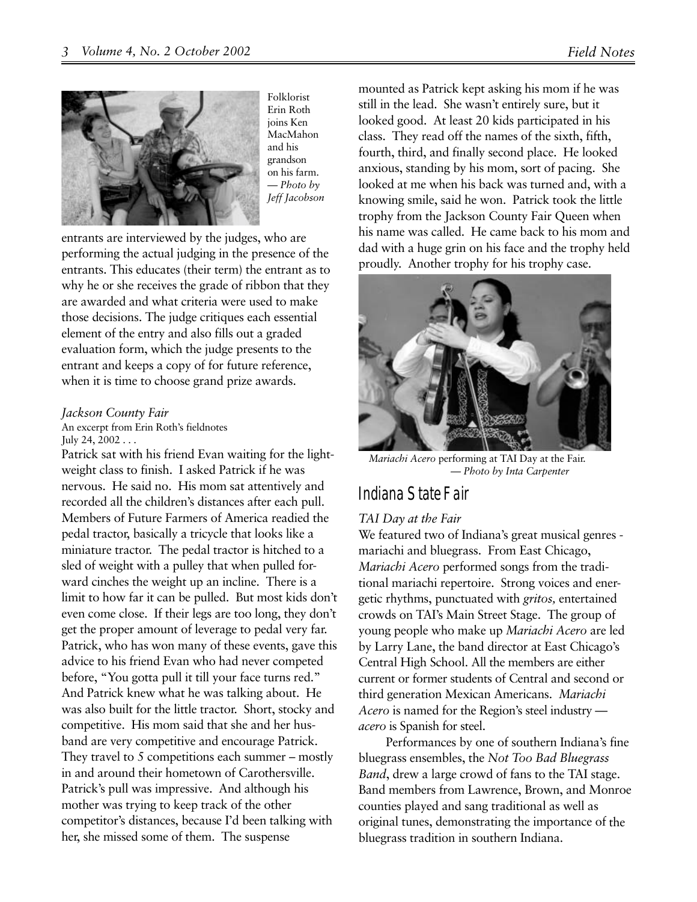Folklorist Erin Roth joins Ken MacMahon and his grandson on his farm. *— Photo by Jeff Jacobson*

entrants are interviewed by the judges, who are performing the actual judging in the presence of the entrants. This educates (their term) the entrant as to why he or she receives the grade of ribbon that they are awarded and what criteria were used to make those decisions. The judge critiques each essential element of the entry and also fills out a graded evaluation form, which the judge presents to the entrant and keeps a copy of for future reference, when it is time to choose grand prize awards.

*Jackson County Fair*

An excerpt from Erin Roth's fieldnotes
July 24, 2002 . . .

Patrick sat with his friend Evan waiting for the lightweight class to finish. I asked Patrick if he was nervous. He said no. His mom sat attentively and recorded all the children's distances after each pull. Members of Future Farmers of America readied the pedal tractor, basically a tricycle that looks like a miniature tractor. The pedal tractor is hitched to a sled of weight with a pulley that when pulled forward cinches the weight up an incline. There is a limit to how far it can be pulled. But most kids don't even come close. If their legs are too long, they don't get the proper amount of leverage to pedal very far. Patrick, who has won many of these events, gave this advice to his friend Evan who had never competed before, "You gotta pull it till your face turns red." And Patrick knew what he was talking about. He was also built for the little tractor. Short, stocky and competitive. His mom said that she and her husband are very competitive and encourage Patrick. They travel to 5 competitions each summer – mostly in and around their hometown of Carothersville. Patrick's pull was impressive. And although his mother was trying to keep track of the other competitor's distances, because I'd been talking with her, she missed some of them. The suspense mounted as Patrick kept asking his mom if he was still in the lead. She wasn't entirely sure, but it looked good. At least 20 kids participated in his class. They read off the names of the sixth, fifth, fourth, third, and finally second place. He looked anxious, standing by his mom, sort of pacing. She looked at me when his back was turned and, with a knowing smile, said he won. Patrick took the little trophy from the Jackson County Fair Queen when his name was called. He came back to his mom and dad with a huge grin on his face and the trophy held proudly. Another trophy for his trophy case.

*Mariachi Acero* performing at TAI Day at the Fair. *— Photo by Inta Carpenter*

## Indiana State Fair

*TAI Day at the Fair*

We featured two of Indiana's great musical genres - mariachi and bluegrass. From East Chicago, *Mariachi Acero* performed songs from the traditional mariachi repertoire. Strong voices and energetic rhythms, punctuated with *gritos,* entertained crowds on TAI's Main Street Stage. The group of young people who make up *Mariachi Acero* are led by Larry Lane, the band director at East Chicago's Central High School. All the members are either current or former students of Central and second or third generation Mexican Americans. *Mariachi Acero* is named for the Region's steel industry — *acero* is Spanish for steel.

Performances by one of southern Indiana's fine bluegrass ensembles, the *Not Too Bad Bluegrass Band*, drew a large crowd of fans to the TAI stage. Band members from Lawrence, Brown, and Monroe counties played and sang traditional as well as original tunes, demonstrating the importance of the bluegrass tradition in southern Indiana.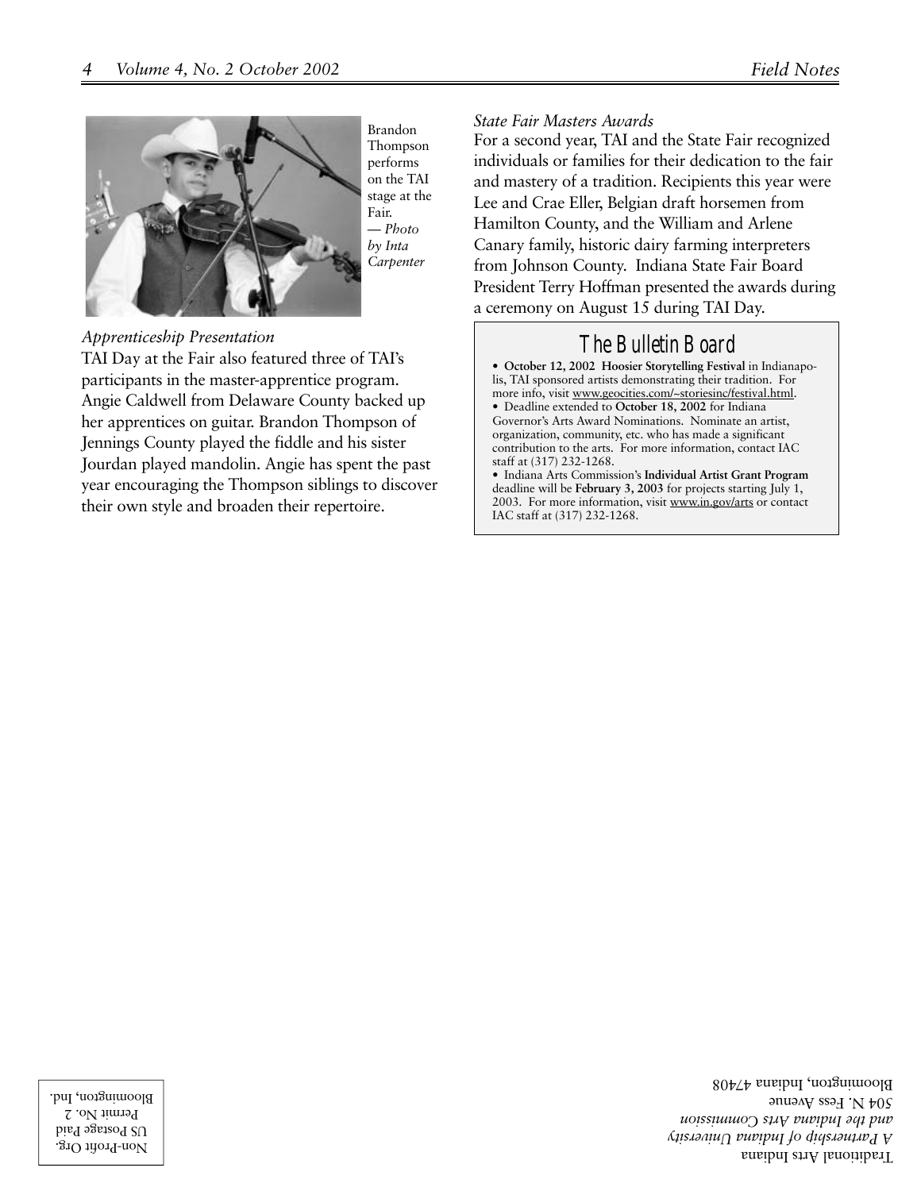Brandon Thompson performs on the TAI stage at the Fair. *— Photo by Inta Carpenter*

*Apprenticeship Presentation*

TAI Day at the Fair also featured three of TAI's participants in the master-apprentice program. Angie Caldwell from Delaware County backed up her apprentices on guitar. Brandon Thompson of Jennings County played the fiddle and his sister Jourdan played mandolin. Angie has spent the past year encouraging the Thompson siblings to discover their own style and broaden their repertoire.

*State Fair Masters Awards*

For a second year, TAI and the State Fair recognized individuals or families for their dedication to the fair and mastery of a tradition. Recipients this year were Lee and Crae Eller, Belgian draft horsemen from Hamilton County, and the William and Arlene Canary family, historic dairy farming interpreters from Johnson County. Indiana State Fair Board President Terry Hoffman presented the awards during a ceremony on August 15 during TAI Day.

## The Bulletin Board

- **October 12, 2002 Hoosier Storytelling Festival** in Indianapolis, TAI sponsored artists demonstrating their tradition. For more info, visit www.geocities.com/~storiesinc/festival.html.
- Deadline extended to **October 18, 2002** for Indiana Governor's Arts Award Nominations. Nominate an artist, organization, community, etc. who has made a significant contribution to the arts. For more information, contact IAC staff at (317) 232-1268.
- Indiana Arts Commission's **Individual Artist Grant Program** deadline will be **February 3, 2003** for projects starting July 1, 2003. For more information, visit www.in.gov/arts or contact IAC staff at (317) 232-1268.

Traditional Arts Indiana
*A Partnership of Indiana University and the Indiana Arts Commission*
504 N. Fess Avenue
Bloomington, Indiana 47408

Non-Profit Org.
US Postage Paid
Permit No. 2
Bloomington, Ind.